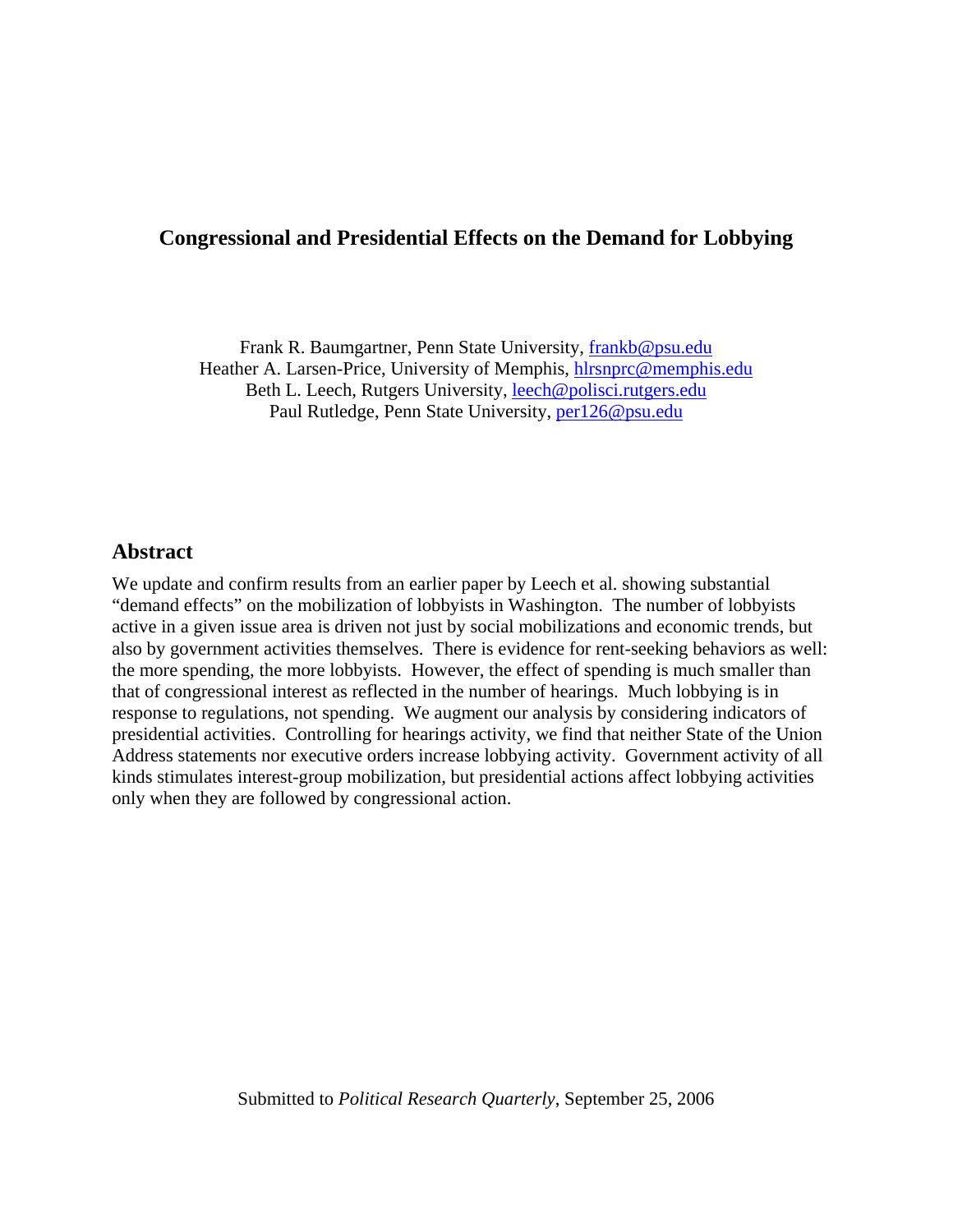# Congressional and Presidential Effects on the Demand for Lobbying

Frank R. Baumgartner, Penn State University, frankb@psu.edu
Heather A. Larsen-Price, University of Memphis, hlrsnprc@memphis.edu
Beth L. Leech, Rutgers University, leech@polisci.rutgers.edu
Paul Rutledge, Penn State University, per126@psu.edu

## Abstract

We update and confirm results from an earlier paper by Leech et al. showing substantial "demand effects" on the mobilization of lobbyists in Washington. The number of lobbyists active in a given issue area is driven not just by social mobilizations and economic trends, but also by government activities themselves. There is evidence for rent-seeking behaviors as well: the more spending, the more lobbyists. However, the effect of spending is much smaller than that of congressional interest as reflected in the number of hearings. Much lobbying is in response to regulations, not spending. We augment our analysis by considering indicators of presidential activities. Controlling for hearings activity, we find that neither State of the Union Address statements nor executive orders increase lobbying activity. Government activity of all kinds stimulates interest-group mobilization, but presidential actions affect lobbying activities only when they are followed by congressional action.

Submitted to *Political Research Quarterly*, September 25, 2006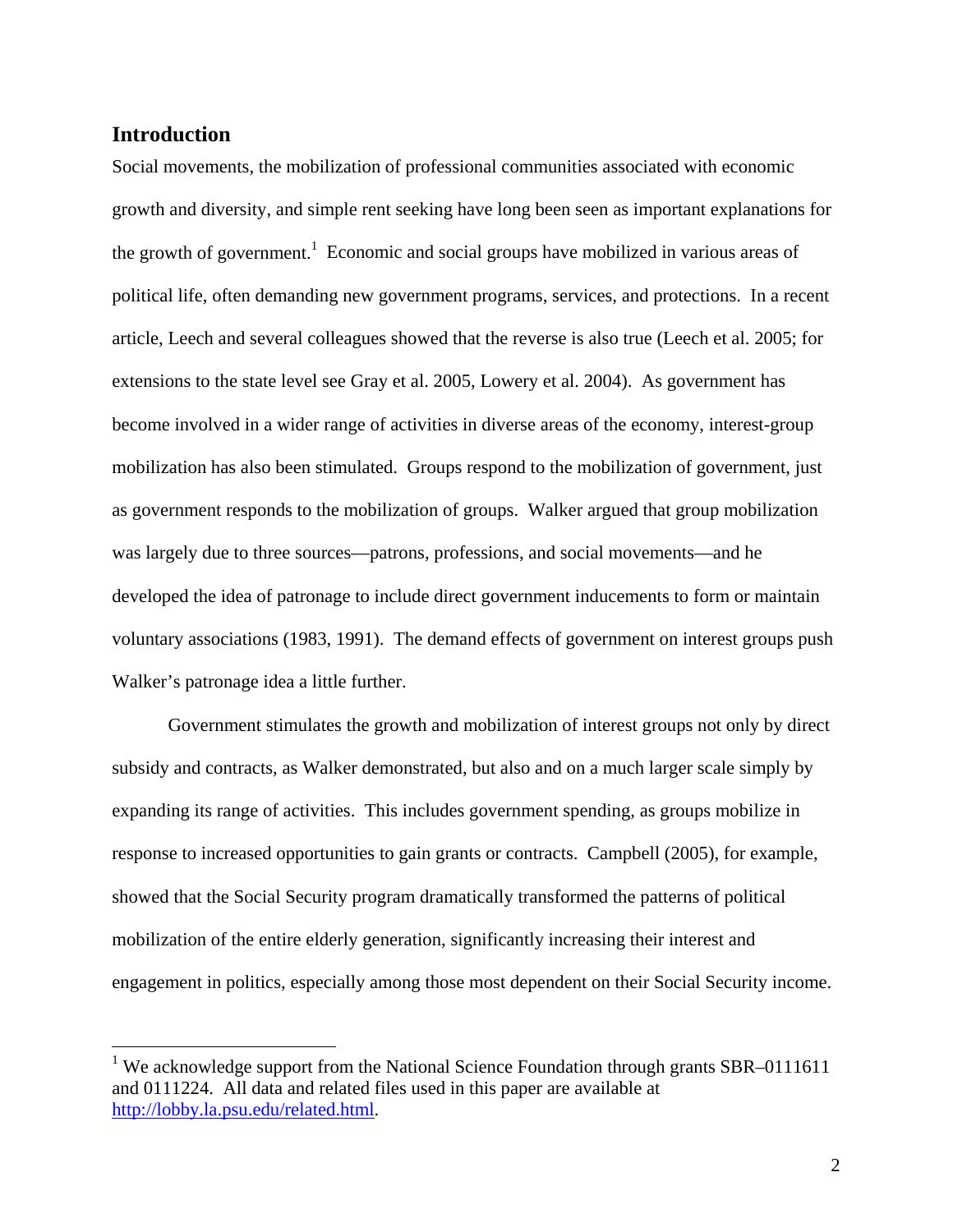## Introduction

Social movements, the mobilization of professional communities associated with economic growth and diversity, and simple rent seeking have long been seen as important explanations for the growth of government.[1] Economic and social groups have mobilized in various areas of political life, often demanding new government programs, services, and protections. In a recent article, Leech and several colleagues showed that the reverse is also true (Leech et al. 2005; for extensions to the state level see Gray et al. 2005, Lowery et al. 2004). As government has become involved in a wider range of activities in diverse areas of the economy, interest-group mobilization has also been stimulated. Groups respond to the mobilization of government, just as government responds to the mobilization of groups. Walker argued that group mobilization was largely due to three sources—patrons, professions, and social movements—and he developed the idea of patronage to include direct government inducements to form or maintain voluntary associations (1983, 1991). The demand effects of government on interest groups push Walker's patronage idea a little further.

Government stimulates the growth and mobilization of interest groups not only by direct subsidy and contracts, as Walker demonstrated, but also and on a much larger scale simply by expanding its range of activities. This includes government spending, as groups mobilize in response to increased opportunities to gain grants or contracts. Campbell (2005), for example, showed that the Social Security program dramatically transformed the patterns of political mobilization of the entire elderly generation, significantly increasing their interest and engagement in politics, especially among those most dependent on their Social Security income.

[1] We acknowledge support from the National Science Foundation through grants SBR–0111611 and 0111224. All data and related files used in this paper are available at http://lobby.la.psu.edu/related.html.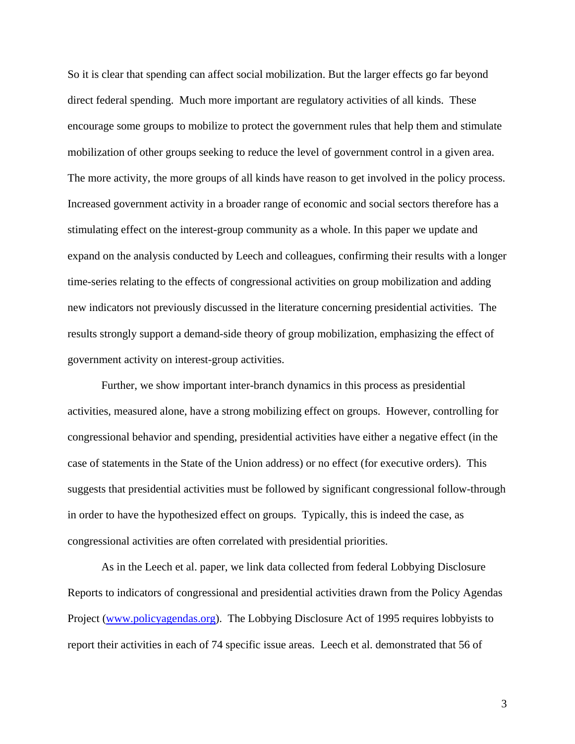So it is clear that spending can affect social mobilization. But the larger effects go far beyond direct federal spending. Much more important are regulatory activities of all kinds. These encourage some groups to mobilize to protect the government rules that help them and stimulate mobilization of other groups seeking to reduce the level of government control in a given area. The more activity, the more groups of all kinds have reason to get involved in the policy process. Increased government activity in a broader range of economic and social sectors therefore has a stimulating effect on the interest-group community as a whole. In this paper we update and expand on the analysis conducted by Leech and colleagues, confirming their results with a longer time-series relating to the effects of congressional activities on group mobilization and adding new indicators not previously discussed in the literature concerning presidential activities. The results strongly support a demand-side theory of group mobilization, emphasizing the effect of government activity on interest-group activities.

Further, we show important inter-branch dynamics in this process as presidential activities, measured alone, have a strong mobilizing effect on groups. However, controlling for congressional behavior and spending, presidential activities have either a negative effect (in the case of statements in the State of the Union address) or no effect (for executive orders). This suggests that presidential activities must be followed by significant congressional follow-through in order to have the hypothesized effect on groups. Typically, this is indeed the case, as congressional activities are often correlated with presidential priorities.

As in the Leech et al. paper, we link data collected from federal Lobbying Disclosure Reports to indicators of congressional and presidential activities drawn from the Policy Agendas Project (www.policyagendas.org). The Lobbying Disclosure Act of 1995 requires lobbyists to report their activities in each of 74 specific issue areas. Leech et al. demonstrated that 56 of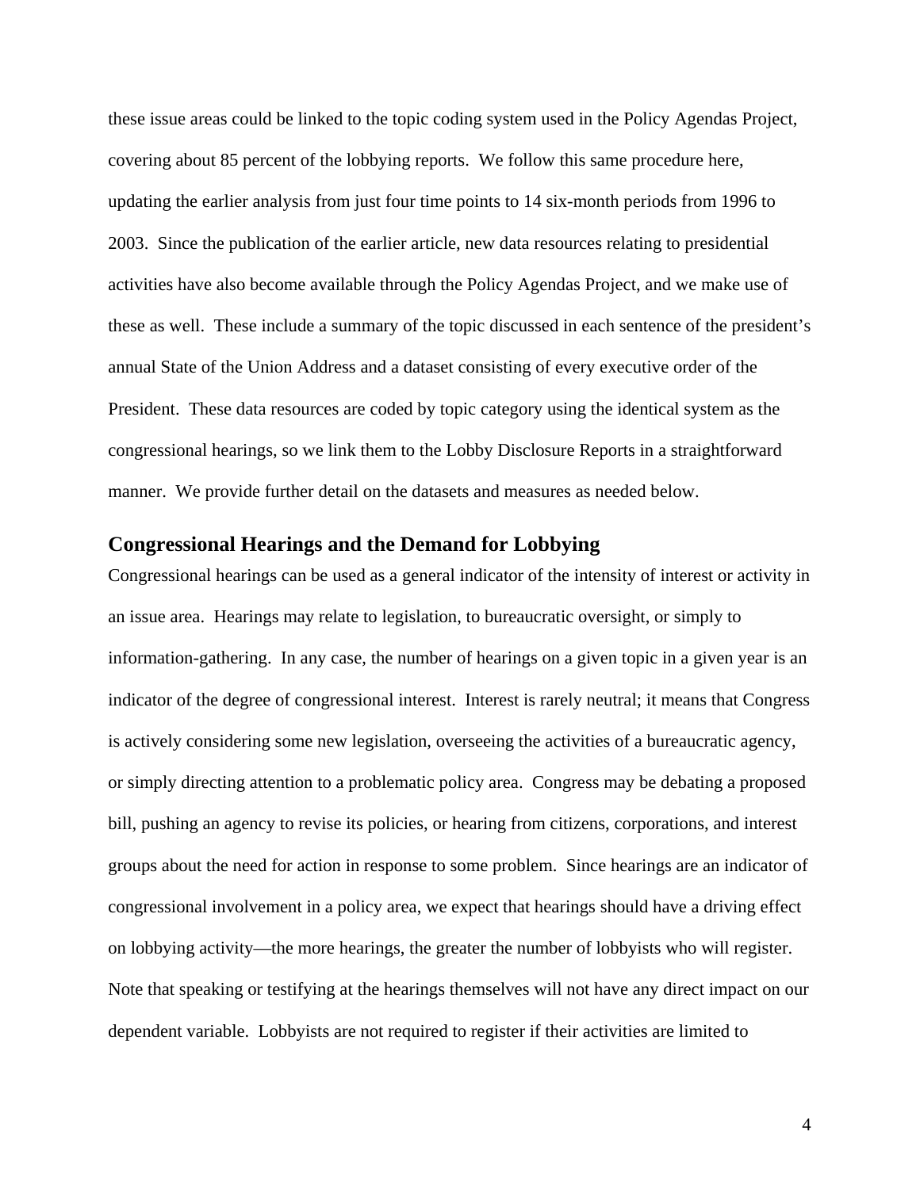these issue areas could be linked to the topic coding system used in the Policy Agendas Project, covering about 85 percent of the lobbying reports. We follow this same procedure here, updating the earlier analysis from just four time points to 14 six-month periods from 1996 to 2003. Since the publication of the earlier article, new data resources relating to presidential activities have also become available through the Policy Agendas Project, and we make use of these as well. These include a summary of the topic discussed in each sentence of the president's annual State of the Union Address and a dataset consisting of every executive order of the President. These data resources are coded by topic category using the identical system as the congressional hearings, so we link them to the Lobby Disclosure Reports in a straightforward manner. We provide further detail on the datasets and measures as needed below.

## Congressional Hearings and the Demand for Lobbying

Congressional hearings can be used as a general indicator of the intensity of interest or activity in an issue area. Hearings may relate to legislation, to bureaucratic oversight, or simply to information-gathering. In any case, the number of hearings on a given topic in a given year is an indicator of the degree of congressional interest. Interest is rarely neutral; it means that Congress is actively considering some new legislation, overseeing the activities of a bureaucratic agency, or simply directing attention to a problematic policy area. Congress may be debating a proposed bill, pushing an agency to revise its policies, or hearing from citizens, corporations, and interest groups about the need for action in response to some problem. Since hearings are an indicator of congressional involvement in a policy area, we expect that hearings should have a driving effect on lobbying activity—the more hearings, the greater the number of lobbyists who will register. Note that speaking or testifying at the hearings themselves will not have any direct impact on our dependent variable. Lobbyists are not required to register if their activities are limited to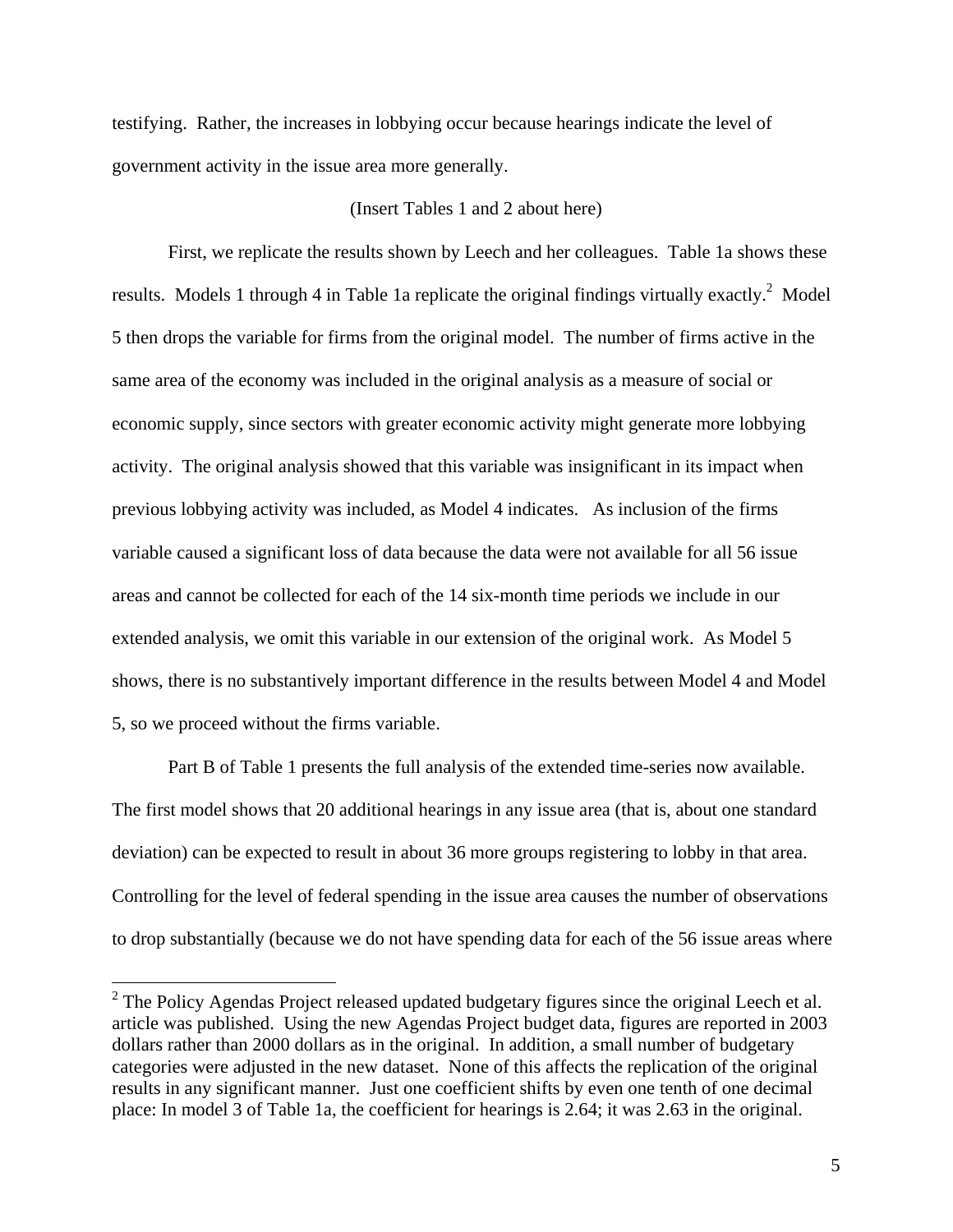testifying. Rather, the increases in lobbying occur because hearings indicate the level of government activity in the issue area more generally.

(Insert Tables 1 and 2 about here)

First, we replicate the results shown by Leech and her colleagues. Table 1a shows these results. Models 1 through 4 in Table 1a replicate the original findings virtually exactly.[2] Model 5 then drops the variable for firms from the original model. The number of firms active in the same area of the economy was included in the original analysis as a measure of social or economic supply, since sectors with greater economic activity might generate more lobbying activity. The original analysis showed that this variable was insignificant in its impact when previous lobbying activity was included, as Model 4 indicates. As inclusion of the firms variable caused a significant loss of data because the data were not available for all 56 issue areas and cannot be collected for each of the 14 six-month time periods we include in our extended analysis, we omit this variable in our extension of the original work. As Model 5 shows, there is no substantively important difference in the results between Model 4 and Model 5, so we proceed without the firms variable.

Part B of Table 1 presents the full analysis of the extended time-series now available. The first model shows that 20 additional hearings in any issue area (that is, about one standard deviation) can be expected to result in about 36 more groups registering to lobby in that area. Controlling for the level of federal spending in the issue area causes the number of observations to drop substantially (because we do not have spending data for each of the 56 issue areas where

[2] The Policy Agendas Project released updated budgetary figures since the original Leech et al. article was published. Using the new Agendas Project budget data, figures are reported in 2003 dollars rather than 2000 dollars as in the original. In addition, a small number of budgetary categories were adjusted in the new dataset. None of this affects the replication of the original results in any significant manner. Just one coefficient shifts by even one tenth of one decimal place: In model 3 of Table 1a, the coefficient for hearings is 2.64; it was 2.63 in the original.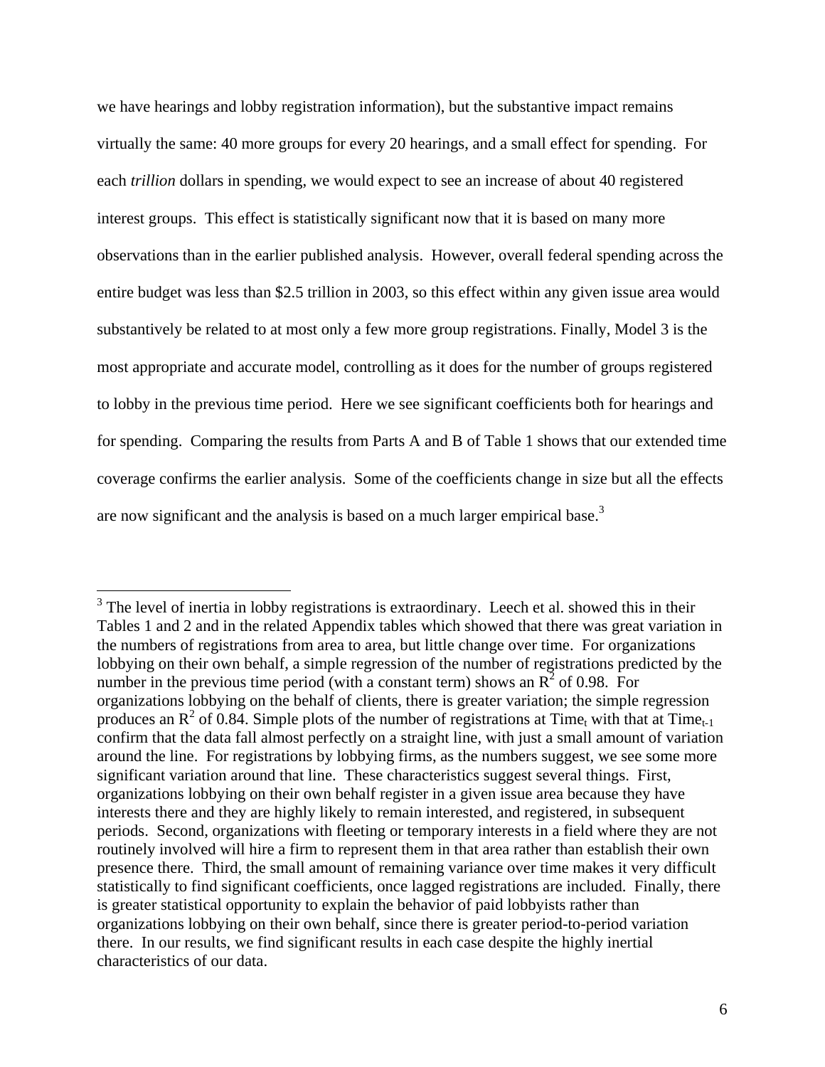we have hearings and lobby registration information), but the substantive impact remains virtually the same: 40 more groups for every 20 hearings, and a small effect for spending. For each *trillion* dollars in spending, we would expect to see an increase of about 40 registered interest groups. This effect is statistically significant now that it is based on many more observations than in the earlier published analysis. However, overall federal spending across the entire budget was less than $2.5 trillion in 2003, so this effect within any given issue area would substantively be related to at most only a few more group registrations. Finally, Model 3 is the most appropriate and accurate model, controlling as it does for the number of groups registered to lobby in the previous time period. Here we see significant coefficients both for hearings and for spending. Comparing the results from Parts A and B of Table 1 shows that our extended time coverage confirms the earlier analysis. Some of the coefficients change in size but all the effects are now significant and the analysis is based on a much larger empirical base.[3]

---

[3] The level of inertia in lobby registrations is extraordinary. Leech et al. showed this in their Tables 1 and 2 and in the related Appendix tables which showed that there was great variation in the numbers of registrations from area to area, but little change over time. For organizations lobbying on their own behalf, a simple regression of the number of registrations predicted by the number in the previous time period (with a constant term) shows an $R^2$ of 0.98. For organizations lobbying on the behalf of clients, there is greater variation; the simple regression produces an $R^2$ of 0.84. Simple plots of the number of registrations at $\text{Time}_t$ with that at $\text{Time}_{t-1}$ confirm that the data fall almost perfectly on a straight line, with just a small amount of variation around the line. For registrations by lobbying firms, as the numbers suggest, we see some more significant variation around that line. These characteristics suggest several things. First, organizations lobbying on their own behalf register in a given issue area because they have interests there and they are highly likely to remain interested, and registered, in subsequent periods. Second, organizations with fleeting or temporary interests in a field where they are not routinely involved will hire a firm to represent them in that area rather than establish their own presence there. Third, the small amount of remaining variance over time makes it very difficult statistically to find significant coefficients, once lagged registrations are included. Finally, there is greater statistical opportunity to explain the behavior of paid lobbyists rather than organizations lobbying on their own behalf, since there is greater period-to-period variation there. In our results, we find significant results in each case despite the highly inertial characteristics of our data.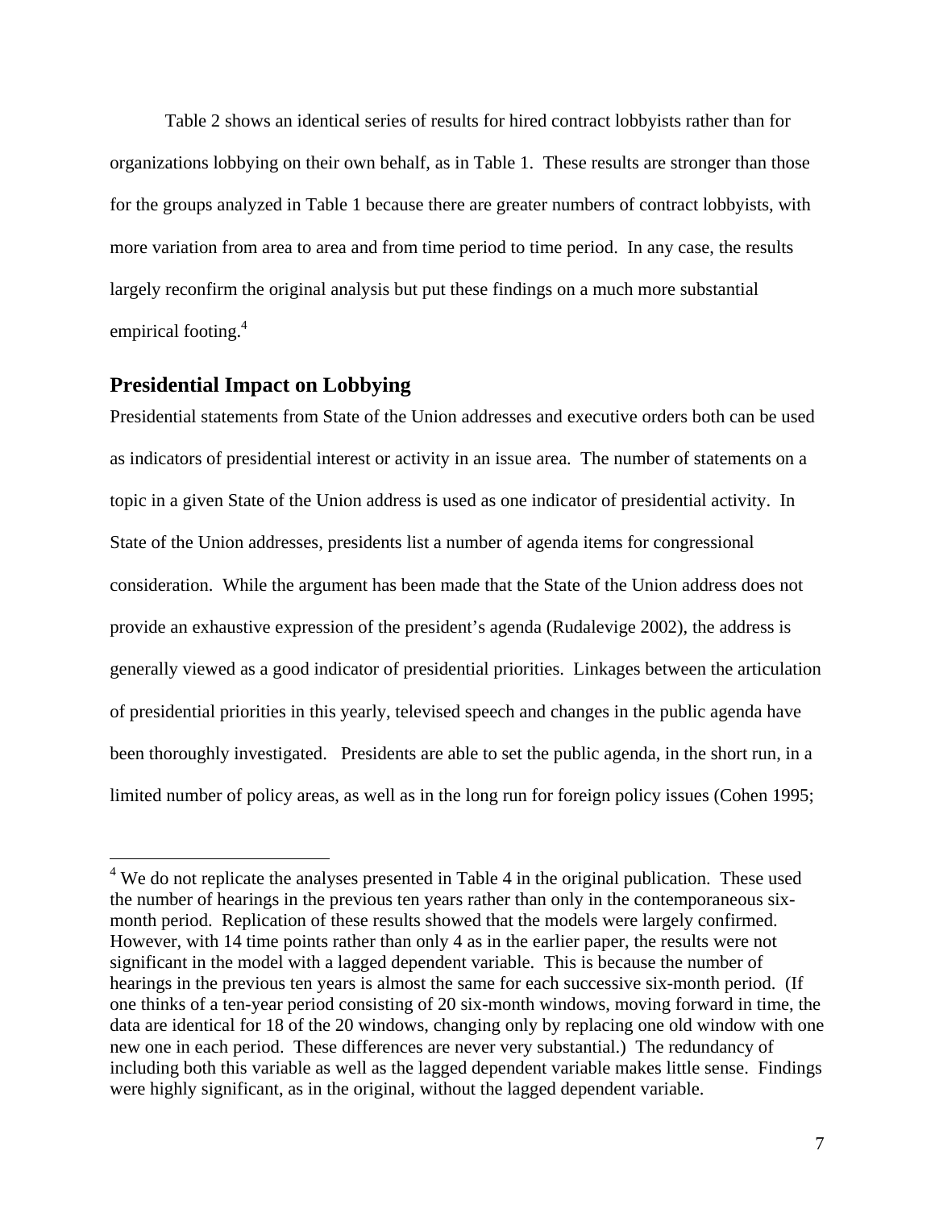Table 2 shows an identical series of results for hired contract lobbyists rather than for organizations lobbying on their own behalf, as in Table 1. These results are stronger than those for the groups analyzed in Table 1 because there are greater numbers of contract lobbyists, with more variation from area to area and from time period to time period. In any case, the results largely reconfirm the original analysis but put these findings on a much more substantial empirical footing.[4]

## Presidential Impact on Lobbying

Presidential statements from State of the Union addresses and executive orders both can be used as indicators of presidential interest or activity in an issue area. The number of statements on a topic in a given State of the Union address is used as one indicator of presidential activity. In State of the Union addresses, presidents list a number of agenda items for congressional consideration. While the argument has been made that the State of the Union address does not provide an exhaustive expression of the president's agenda (Rudalevige 2002), the address is generally viewed as a good indicator of presidential priorities. Linkages between the articulation of presidential priorities in this yearly, televised speech and changes in the public agenda have been thoroughly investigated. Presidents are able to set the public agenda, in the short run, in a limited number of policy areas, as well as in the long run for foreign policy issues (Cohen 1995;

[4] We do not replicate the analyses presented in Table 4 in the original publication. These used the number of hearings in the previous ten years rather than only in the contemporaneous six-month period. Replication of these results showed that the models were largely confirmed. However, with 14 time points rather than only 4 as in the earlier paper, the results were not significant in the model with a lagged dependent variable. This is because the number of hearings in the previous ten years is almost the same for each successive six-month period. (If one thinks of a ten-year period consisting of 20 six-month windows, moving forward in time, the data are identical for 18 of the 20 windows, changing only by replacing one old window with one new one in each period. These differences are never very substantial.) The redundancy of including both this variable as well as the lagged dependent variable makes little sense. Findings were highly significant, as in the original, without the lagged dependent variable.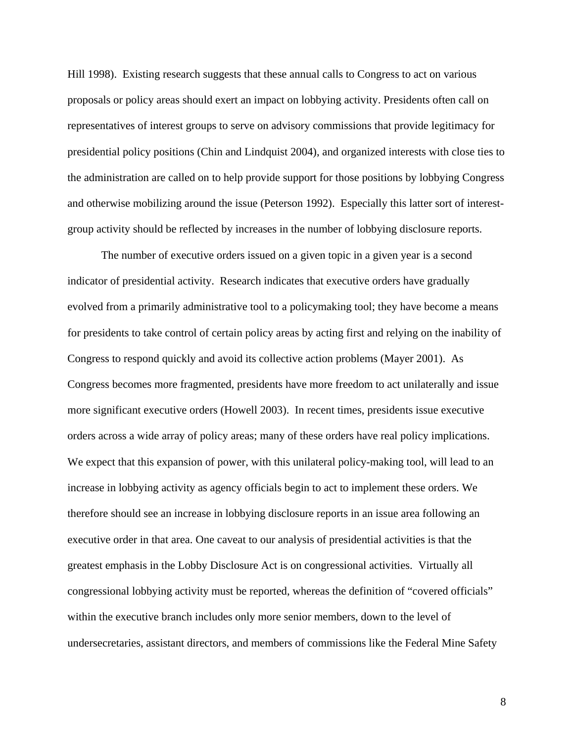Hill 1998). Existing research suggests that these annual calls to Congress to act on various proposals or policy areas should exert an impact on lobbying activity. Presidents often call on representatives of interest groups to serve on advisory commissions that provide legitimacy for presidential policy positions (Chin and Lindquist 2004), and organized interests with close ties to the administration are called on to help provide support for those positions by lobbying Congress and otherwise mobilizing around the issue (Peterson 1992). Especially this latter sort of interest-group activity should be reflected by increases in the number of lobbying disclosure reports.

The number of executive orders issued on a given topic in a given year is a second indicator of presidential activity. Research indicates that executive orders have gradually evolved from a primarily administrative tool to a policymaking tool; they have become a means for presidents to take control of certain policy areas by acting first and relying on the inability of Congress to respond quickly and avoid its collective action problems (Mayer 2001). As Congress becomes more fragmented, presidents have more freedom to act unilaterally and issue more significant executive orders (Howell 2003). In recent times, presidents issue executive orders across a wide array of policy areas; many of these orders have real policy implications. We expect that this expansion of power, with this unilateral policy-making tool, will lead to an increase in lobbying activity as agency officials begin to act to implement these orders. We therefore should see an increase in lobbying disclosure reports in an issue area following an executive order in that area. One caveat to our analysis of presidential activities is that the greatest emphasis in the Lobby Disclosure Act is on congressional activities. Virtually all congressional lobbying activity must be reported, whereas the definition of "covered officials" within the executive branch includes only more senior members, down to the level of undersecretaries, assistant directors, and members of commissions like the Federal Mine Safety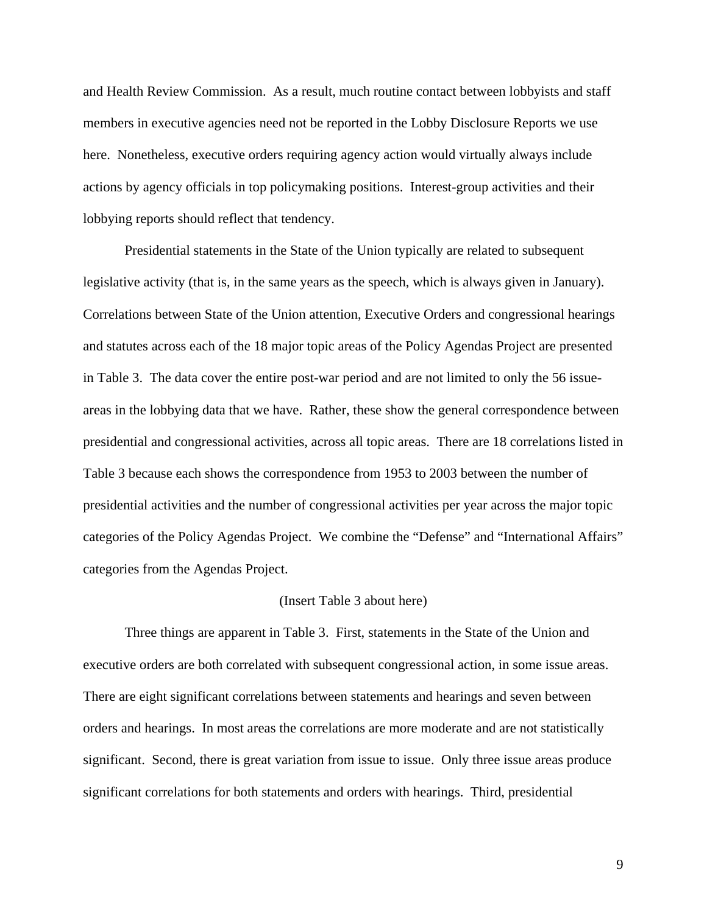and Health Review Commission. As a result, much routine contact between lobbyists and staff members in executive agencies need not be reported in the Lobby Disclosure Reports we use here. Nonetheless, executive orders requiring agency action would virtually always include actions by agency officials in top policymaking positions. Interest-group activities and their lobbying reports should reflect that tendency.

Presidential statements in the State of the Union typically are related to subsequent legislative activity (that is, in the same years as the speech, which is always given in January). Correlations between State of the Union attention, Executive Orders and congressional hearings and statutes across each of the 18 major topic areas of the Policy Agendas Project are presented in Table 3. The data cover the entire post-war period and are not limited to only the 56 issue-areas in the lobbying data that we have. Rather, these show the general correspondence between presidential and congressional activities, across all topic areas. There are 18 correlations listed in Table 3 because each shows the correspondence from 1953 to 2003 between the number of presidential activities and the number of congressional activities per year across the major topic categories of the Policy Agendas Project. We combine the "Defense" and "International Affairs" categories from the Agendas Project.

(Insert Table 3 about here)

Three things are apparent in Table 3. First, statements in the State of the Union and executive orders are both correlated with subsequent congressional action, in some issue areas. There are eight significant correlations between statements and hearings and seven between orders and hearings. In most areas the correlations are more moderate and are not statistically significant. Second, there is great variation from issue to issue. Only three issue areas produce significant correlations for both statements and orders with hearings. Third, presidential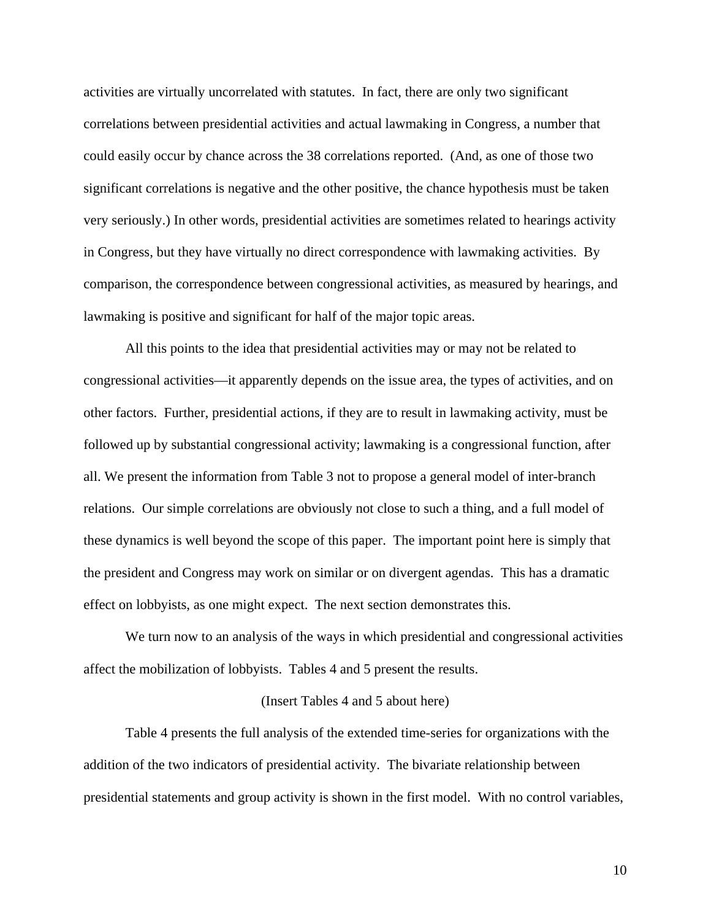activities are virtually uncorrelated with statutes. In fact, there are only two significant correlations between presidential activities and actual lawmaking in Congress, a number that could easily occur by chance across the 38 correlations reported. (And, as one of those two significant correlations is negative and the other positive, the chance hypothesis must be taken very seriously.) In other words, presidential activities are sometimes related to hearings activity in Congress, but they have virtually no direct correspondence with lawmaking activities. By comparison, the correspondence between congressional activities, as measured by hearings, and lawmaking is positive and significant for half of the major topic areas.

All this points to the idea that presidential activities may or may not be related to congressional activities—it apparently depends on the issue area, the types of activities, and on other factors. Further, presidential actions, if they are to result in lawmaking activity, must be followed up by substantial congressional activity; lawmaking is a congressional function, after all. We present the information from Table 3 not to propose a general model of inter-branch relations. Our simple correlations are obviously not close to such a thing, and a full model of these dynamics is well beyond the scope of this paper. The important point here is simply that the president and Congress may work on similar or on divergent agendas. This has a dramatic effect on lobbyists, as one might expect. The next section demonstrates this.

We turn now to an analysis of the ways in which presidential and congressional activities affect the mobilization of lobbyists. Tables 4 and 5 present the results.

(Insert Tables 4 and 5 about here)

Table 4 presents the full analysis of the extended time-series for organizations with the addition of the two indicators of presidential activity. The bivariate relationship between presidential statements and group activity is shown in the first model. With no control variables,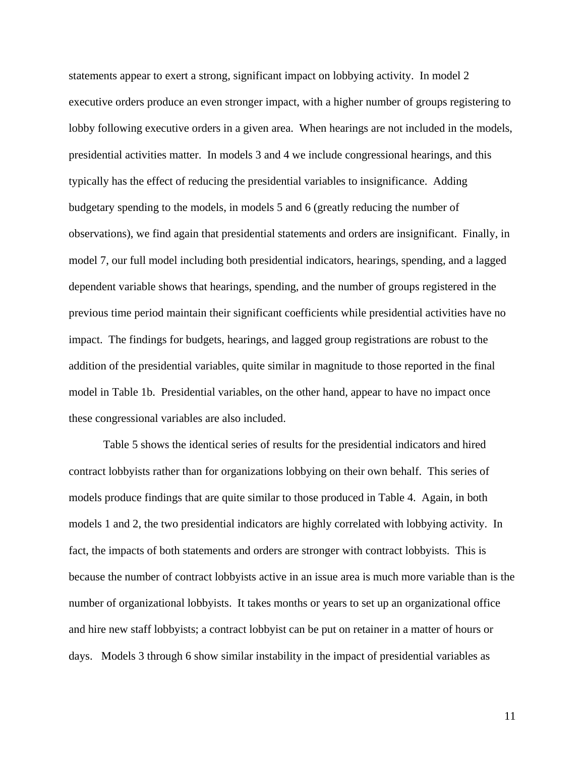statements appear to exert a strong, significant impact on lobbying activity. In model 2 executive orders produce an even stronger impact, with a higher number of groups registering to lobby following executive orders in a given area. When hearings are not included in the models, presidential activities matter. In models 3 and 4 we include congressional hearings, and this typically has the effect of reducing the presidential variables to insignificance. Adding budgetary spending to the models, in models 5 and 6 (greatly reducing the number of observations), we find again that presidential statements and orders are insignificant. Finally, in model 7, our full model including both presidential indicators, hearings, spending, and a lagged dependent variable shows that hearings, spending, and the number of groups registered in the previous time period maintain their significant coefficients while presidential activities have no impact. The findings for budgets, hearings, and lagged group registrations are robust to the addition of the presidential variables, quite similar in magnitude to those reported in the final model in Table 1b. Presidential variables, on the other hand, appear to have no impact once these congressional variables are also included.

Table 5 shows the identical series of results for the presidential indicators and hired contract lobbyists rather than for organizations lobbying on their own behalf. This series of models produce findings that are quite similar to those produced in Table 4. Again, in both models 1 and 2, the two presidential indicators are highly correlated with lobbying activity. In fact, the impacts of both statements and orders are stronger with contract lobbyists. This is because the number of contract lobbyists active in an issue area is much more variable than is the number of organizational lobbyists. It takes months or years to set up an organizational office and hire new staff lobbyists; a contract lobbyist can be put on retainer in a matter of hours or days. Models 3 through 6 show similar instability in the impact of presidential variables as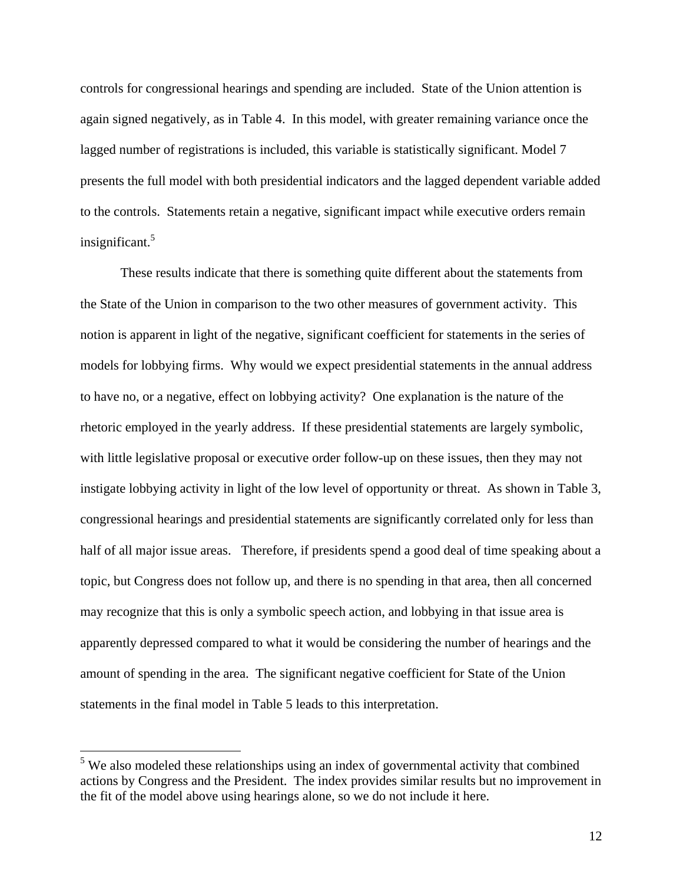controls for congressional hearings and spending are included. State of the Union attention is again signed negatively, as in Table 4. In this model, with greater remaining variance once the lagged number of registrations is included, this variable is statistically significant. Model 7 presents the full model with both presidential indicators and the lagged dependent variable added to the controls. Statements retain a negative, significant impact while executive orders remain insignificant.[5]

These results indicate that there is something quite different about the statements from the State of the Union in comparison to the two other measures of government activity. This notion is apparent in light of the negative, significant coefficient for statements in the series of models for lobbying firms. Why would we expect presidential statements in the annual address to have no, or a negative, effect on lobbying activity? One explanation is the nature of the rhetoric employed in the yearly address. If these presidential statements are largely symbolic, with little legislative proposal or executive order follow-up on these issues, then they may not instigate lobbying activity in light of the low level of opportunity or threat. As shown in Table 3, congressional hearings and presidential statements are significantly correlated only for less than half of all major issue areas. Therefore, if presidents spend a good deal of time speaking about a topic, but Congress does not follow up, and there is no spending in that area, then all concerned may recognize that this is only a symbolic speech action, and lobbying in that issue area is apparently depressed compared to what it would be considering the number of hearings and the amount of spending in the area. The significant negative coefficient for State of the Union statements in the final model in Table 5 leads to this interpretation.

[5] We also modeled these relationships using an index of governmental activity that combined actions by Congress and the President. The index provides similar results but no improvement in the fit of the model above using hearings alone, so we do not include it here.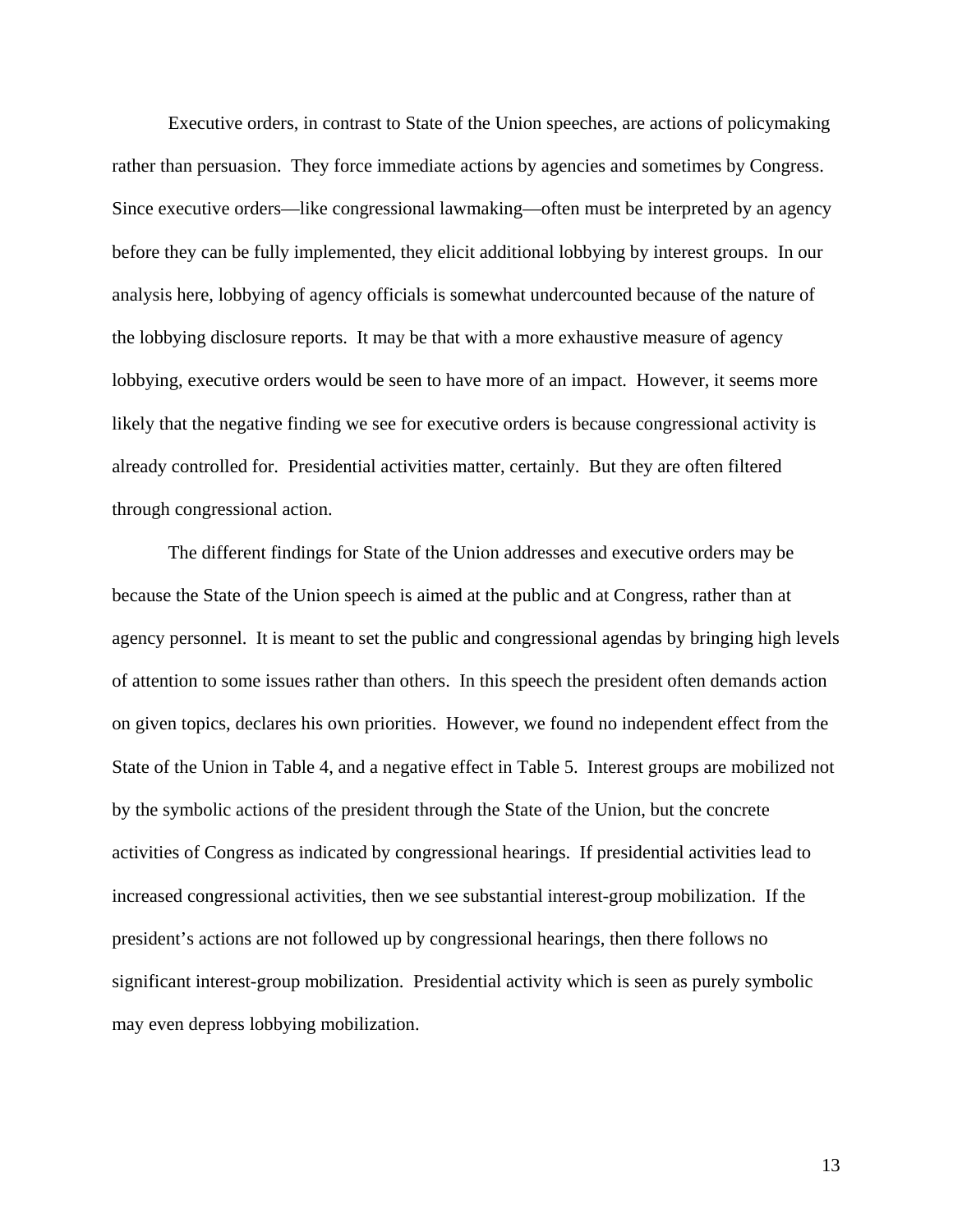Executive orders, in contrast to State of the Union speeches, are actions of policymaking rather than persuasion. They force immediate actions by agencies and sometimes by Congress. Since executive orders—like congressional lawmaking—often must be interpreted by an agency before they can be fully implemented, they elicit additional lobbying by interest groups. In our analysis here, lobbying of agency officials is somewhat undercounted because of the nature of the lobbying disclosure reports. It may be that with a more exhaustive measure of agency lobbying, executive orders would be seen to have more of an impact. However, it seems more likely that the negative finding we see for executive orders is because congressional activity is already controlled for. Presidential activities matter, certainly. But they are often filtered through congressional action.

The different findings for State of the Union addresses and executive orders may be because the State of the Union speech is aimed at the public and at Congress, rather than at agency personnel. It is meant to set the public and congressional agendas by bringing high levels of attention to some issues rather than others. In this speech the president often demands action on given topics, declares his own priorities. However, we found no independent effect from the State of the Union in Table 4, and a negative effect in Table 5. Interest groups are mobilized not by the symbolic actions of the president through the State of the Union, but the concrete activities of Congress as indicated by congressional hearings. If presidential activities lead to increased congressional activities, then we see substantial interest-group mobilization. If the president's actions are not followed up by congressional hearings, then there follows no significant interest-group mobilization. Presidential activity which is seen as purely symbolic may even depress lobbying mobilization.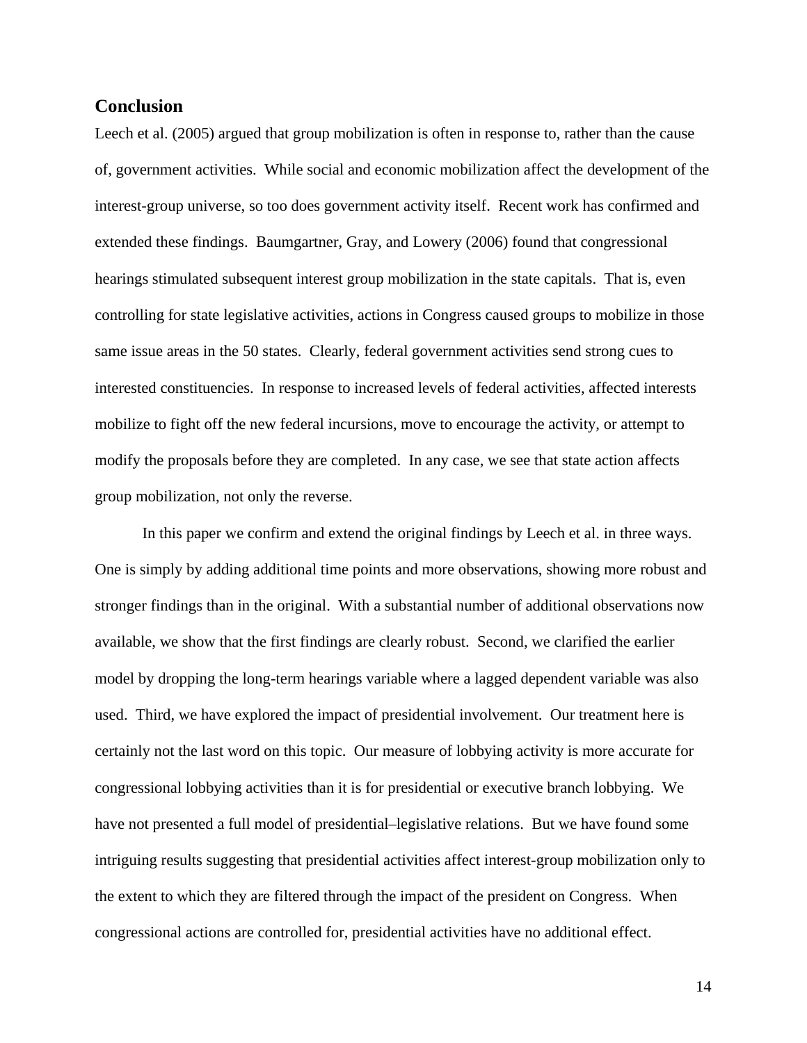## Conclusion

Leech et al. (2005) argued that group mobilization is often in response to, rather than the cause of, government activities. While social and economic mobilization affect the development of the interest-group universe, so too does government activity itself. Recent work has confirmed and extended these findings. Baumgartner, Gray, and Lowery (2006) found that congressional hearings stimulated subsequent interest group mobilization in the state capitals. That is, even controlling for state legislative activities, actions in Congress caused groups to mobilize in those same issue areas in the 50 states. Clearly, federal government activities send strong cues to interested constituencies. In response to increased levels of federal activities, affected interests mobilize to fight off the new federal incursions, move to encourage the activity, or attempt to modify the proposals before they are completed. In any case, we see that state action affects group mobilization, not only the reverse.

In this paper we confirm and extend the original findings by Leech et al. in three ways. One is simply by adding additional time points and more observations, showing more robust and stronger findings than in the original. With a substantial number of additional observations now available, we show that the first findings are clearly robust. Second, we clarified the earlier model by dropping the long-term hearings variable where a lagged dependent variable was also used. Third, we have explored the impact of presidential involvement. Our treatment here is certainly not the last word on this topic. Our measure of lobbying activity is more accurate for congressional lobbying activities than it is for presidential or executive branch lobbying. We have not presented a full model of presidential–legislative relations. But we have found some intriguing results suggesting that presidential activities affect interest-group mobilization only to the extent to which they are filtered through the impact of the president on Congress. When congressional actions are controlled for, presidential activities have no additional effect.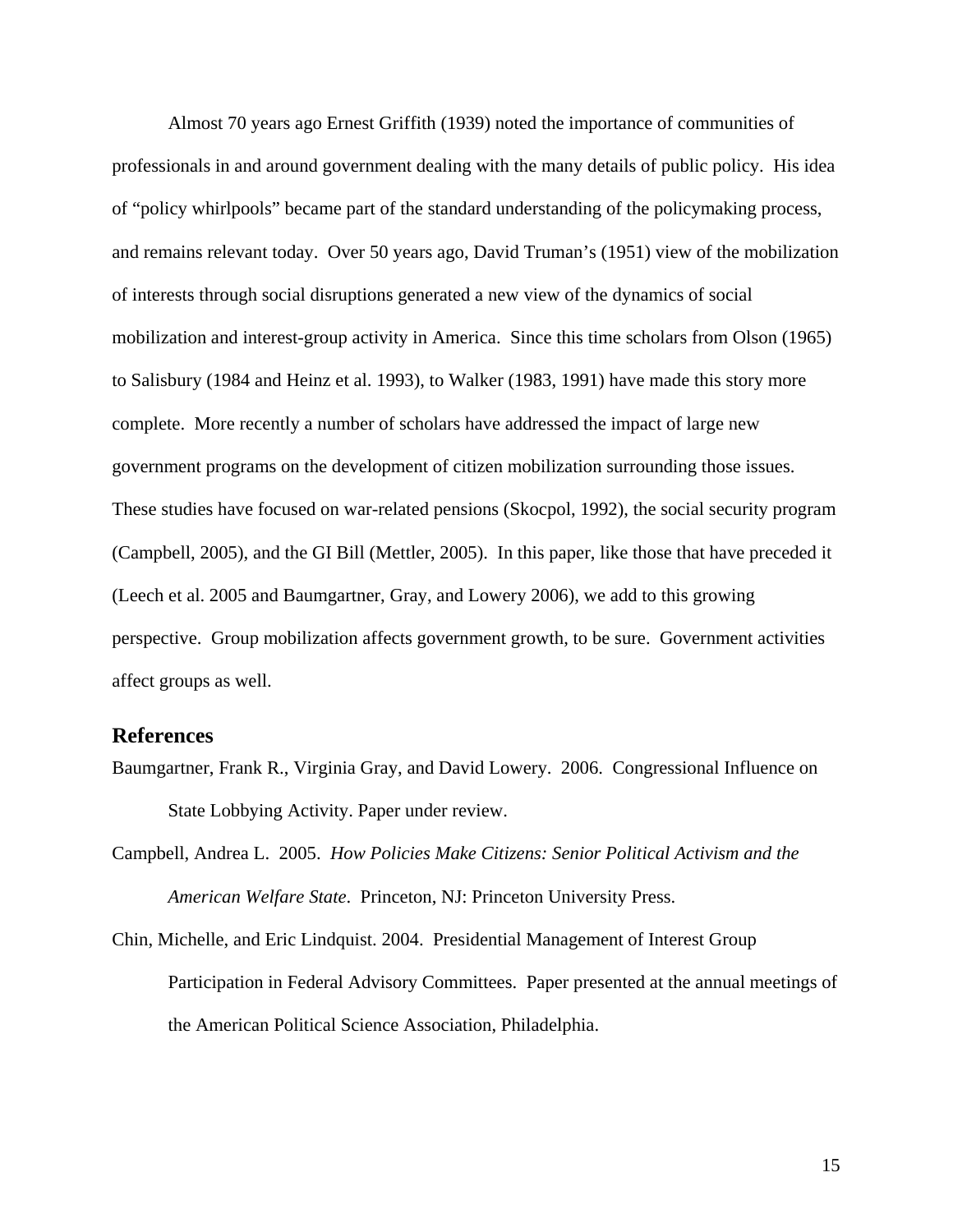Almost 70 years ago Ernest Griffith (1939) noted the importance of communities of professionals in and around government dealing with the many details of public policy. His idea of "policy whirlpools" became part of the standard understanding of the policymaking process, and remains relevant today. Over 50 years ago, David Truman's (1951) view of the mobilization of interests through social disruptions generated a new view of the dynamics of social mobilization and interest-group activity in America. Since this time scholars from Olson (1965) to Salisbury (1984 and Heinz et al. 1993), to Walker (1983, 1991) have made this story more complete. More recently a number of scholars have addressed the impact of large new government programs on the development of citizen mobilization surrounding those issues. These studies have focused on war-related pensions (Skocpol, 1992), the social security program (Campbell, 2005), and the GI Bill (Mettler, 2005). In this paper, like those that have preceded it (Leech et al. 2005 and Baumgartner, Gray, and Lowery 2006), we add to this growing perspective. Group mobilization affects government growth, to be sure. Government activities affect groups as well.

## References

Baumgartner, Frank R., Virginia Gray, and David Lowery. 2006. Congressional Influence on State Lobbying Activity. Paper under review.

Campbell, Andrea L. 2005. *How Policies Make Citizens: Senior Political Activism and the American Welfare State.* Princeton, NJ: Princeton University Press.

Chin, Michelle, and Eric Lindquist. 2004. Presidential Management of Interest Group Participation in Federal Advisory Committees. Paper presented at the annual meetings of the American Political Science Association, Philadelphia.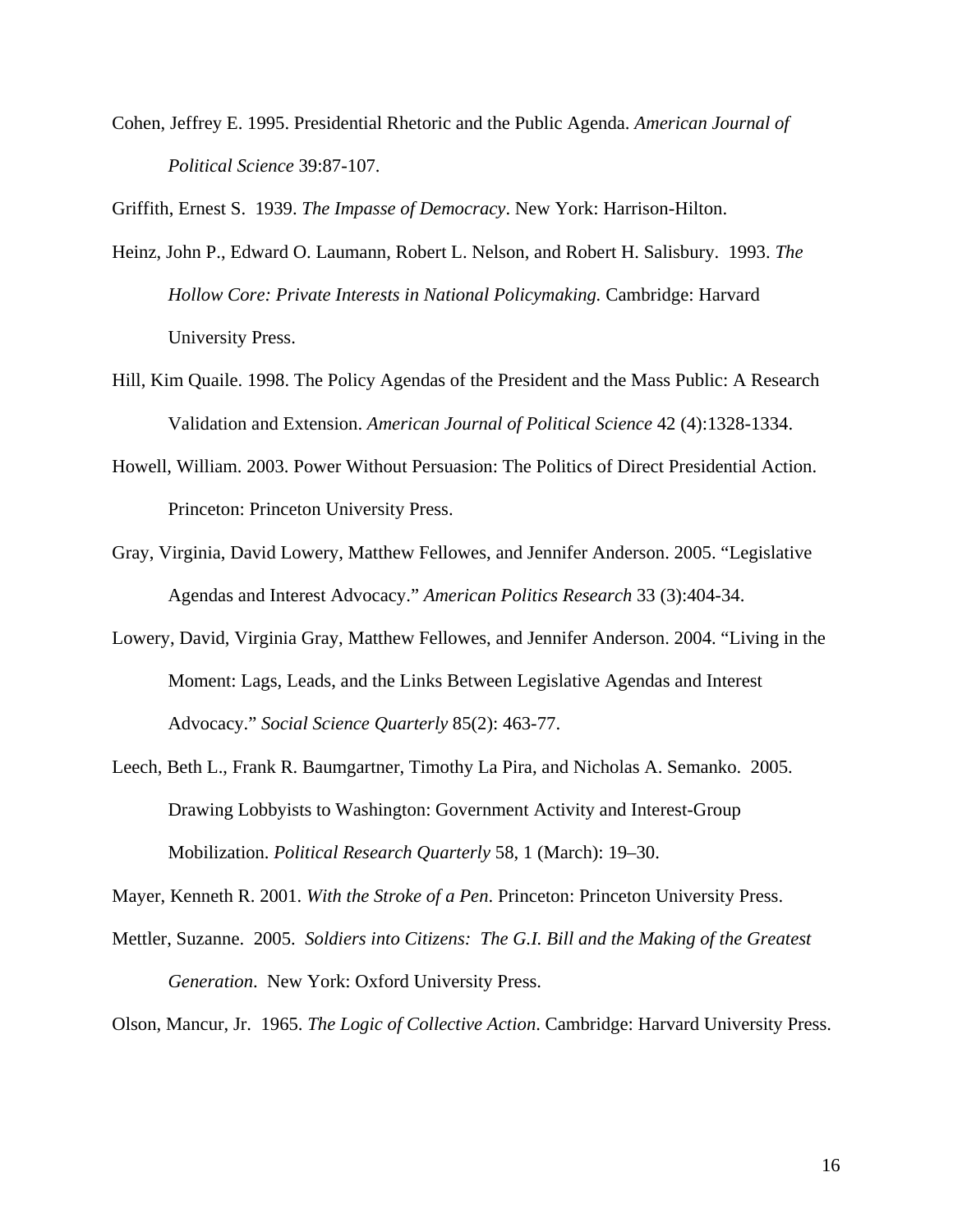Cohen, Jeffrey E. 1995. Presidential Rhetoric and the Public Agenda. *American Journal of Political Science* 39:87-107.

Griffith, Ernest S. 1939. *The Impasse of Democracy*. New York: Harrison-Hilton.

Heinz, John P., Edward O. Laumann, Robert L. Nelson, and Robert H. Salisbury. 1993. *The Hollow Core: Private Interests in National Policymaking.* Cambridge: Harvard University Press.

Hill, Kim Quaile. 1998. The Policy Agendas of the President and the Mass Public: A Research Validation and Extension. *American Journal of Political Science* 42 (4):1328-1334.

Howell, William. 2003. Power Without Persuasion: The Politics of Direct Presidential Action. Princeton: Princeton University Press.

Gray, Virginia, David Lowery, Matthew Fellowes, and Jennifer Anderson. 2005. "Legislative Agendas and Interest Advocacy." *American Politics Research* 33 (3):404-34.

Lowery, David, Virginia Gray, Matthew Fellowes, and Jennifer Anderson. 2004. "Living in the Moment: Lags, Leads, and the Links Between Legislative Agendas and Interest Advocacy." *Social Science Quarterly* 85(2): 463-77.

Leech, Beth L., Frank R. Baumgartner, Timothy La Pira, and Nicholas A. Semanko. 2005. Drawing Lobbyists to Washington: Government Activity and Interest-Group Mobilization. *Political Research Quarterly* 58, 1 (March): 19–30.

Mayer, Kenneth R. 2001. *With the Stroke of a Pen*. Princeton: Princeton University Press.

Mettler, Suzanne. 2005. *Soldiers into Citizens: The G.I. Bill and the Making of the Greatest Generation*. New York: Oxford University Press.

Olson, Mancur, Jr. 1965. *The Logic of Collective Action*. Cambridge: Harvard University Press.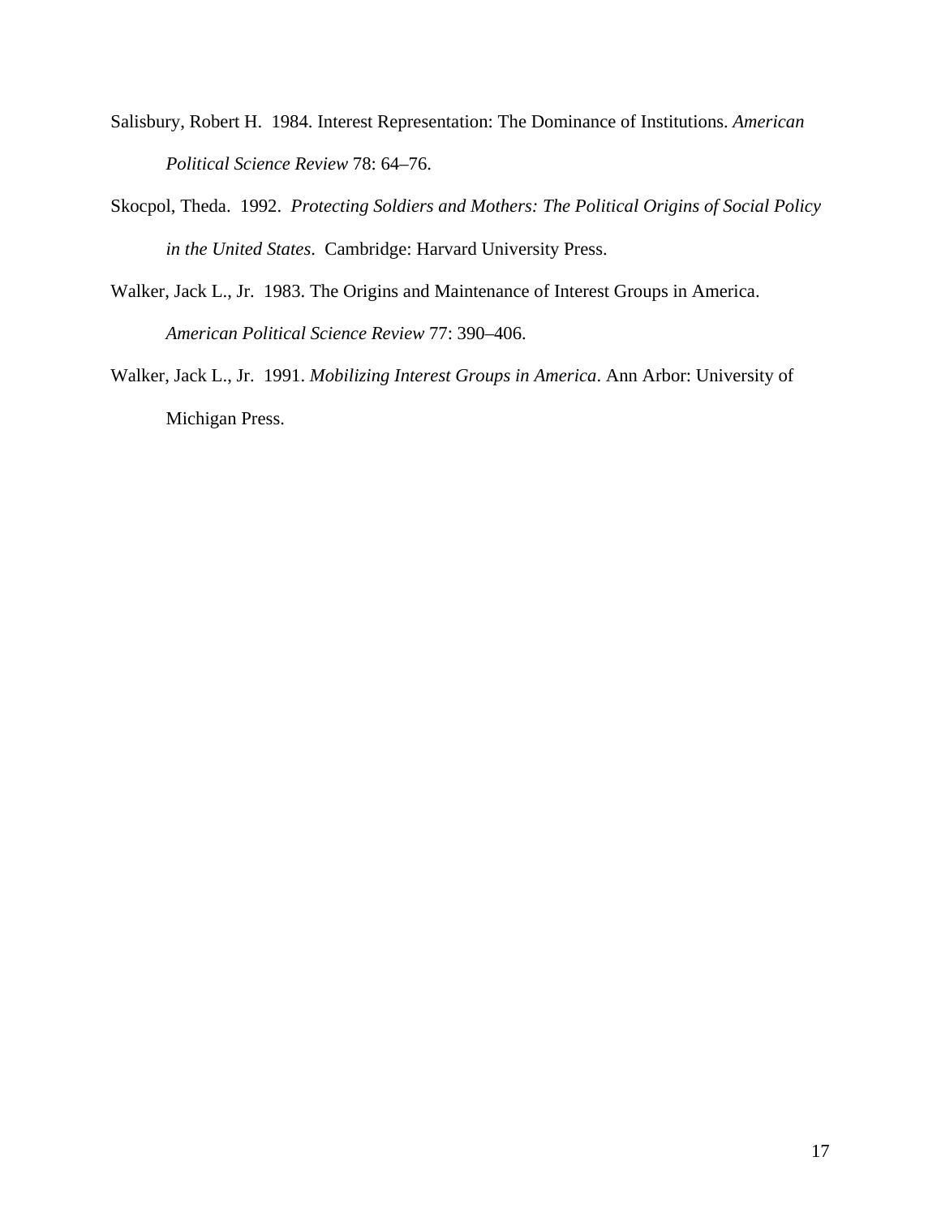Salisbury, Robert H. 1984. Interest Representation: The Dominance of Institutions. *American Political Science Review* 78: 64–76.

Skocpol, Theda. 1992. *Protecting Soldiers and Mothers: The Political Origins of Social Policy in the United States*. Cambridge: Harvard University Press.

Walker, Jack L., Jr. 1983. The Origins and Maintenance of Interest Groups in America. *American Political Science Review* 77: 390–406.

Walker, Jack L., Jr. 1991. *Mobilizing Interest Groups in America*. Ann Arbor: University of Michigan Press.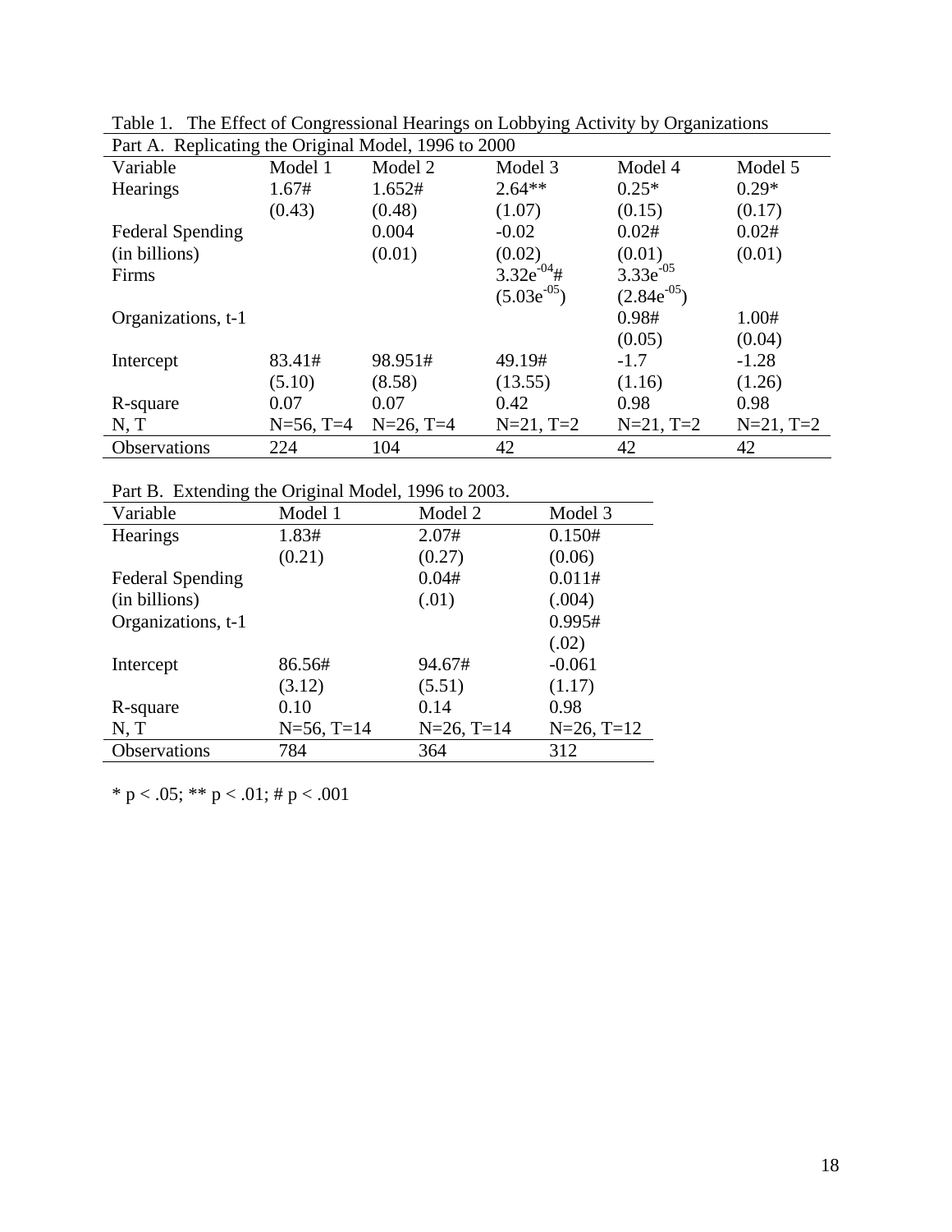Table 1. The Effect of Congressional Hearings on Lobbying Activity by Organizations

Part A. Replicating the Original Model, 1996 to 2000

| Variable | Model 1 | Model 2 | Model 3 | Model 4 | Model 5 |
|---|---|---|---|---|---|
| Hearings | 1.67# | 1.652# | 2.64** | 0.25* | 0.29* |
| | (0.43) | (0.48) | (1.07) | (0.15) | (0.17) |
| Federal Spending | | 0.004 | -0.02 | 0.02# | 0.02# |
| (in billions) | | (0.01) | (0.02) | (0.01) | (0.01) |
| Firms | | | $3.32e^{-04}$# | $3.33e^{-05}$ | |
| | | | ($5.03e^{-05}$) | ($2.84e^{-05}$) | |
| Organizations, t-1 | | | | 0.98# | 1.00# |
| | | | | (0.05) | (0.04) |
| Intercept | 83.41# | 98.951# | 49.19# | -1.7 | -1.28 |
| | (5.10) | (8.58) | (13.55) | (1.16) | (1.26) |
| R-square | 0.07 | 0.07 | 0.42 | 0.98 | 0.98 |
| N, T | N=56, T=4 | N=26, T=4 | N=21, T=2 | N=21, T=2 | N=21, T=2 |
| Observations | 224 | 104 | 42 | 42 | 42 |

Part B. Extending the Original Model, 1996 to 2003.

| Variable | Model 1 | Model 2 | Model 3 |
|---|---|---|---|
| Hearings | 1.83# | 2.07# | 0.150# |
| | (0.21) | (0.27) | (0.06) |
| Federal Spending | | 0.04# | 0.011# |
| (in billions) | | (.01) | (.004) |
| Organizations, t-1 | | | 0.995# |
| | | | (.02) |
| Intercept | 86.56# | 94.67# | -0.061 |
| | (3.12) | (5.51) | (1.17) |
| R-square | 0.10 | 0.14 | 0.98 |
| N, T | N=56, T=14 | N=26, T=14 | N=26, T=12 |
| Observations | 784 | 364 | 312 |

* $p < .05$; ** $p < .01$; # $p < .001$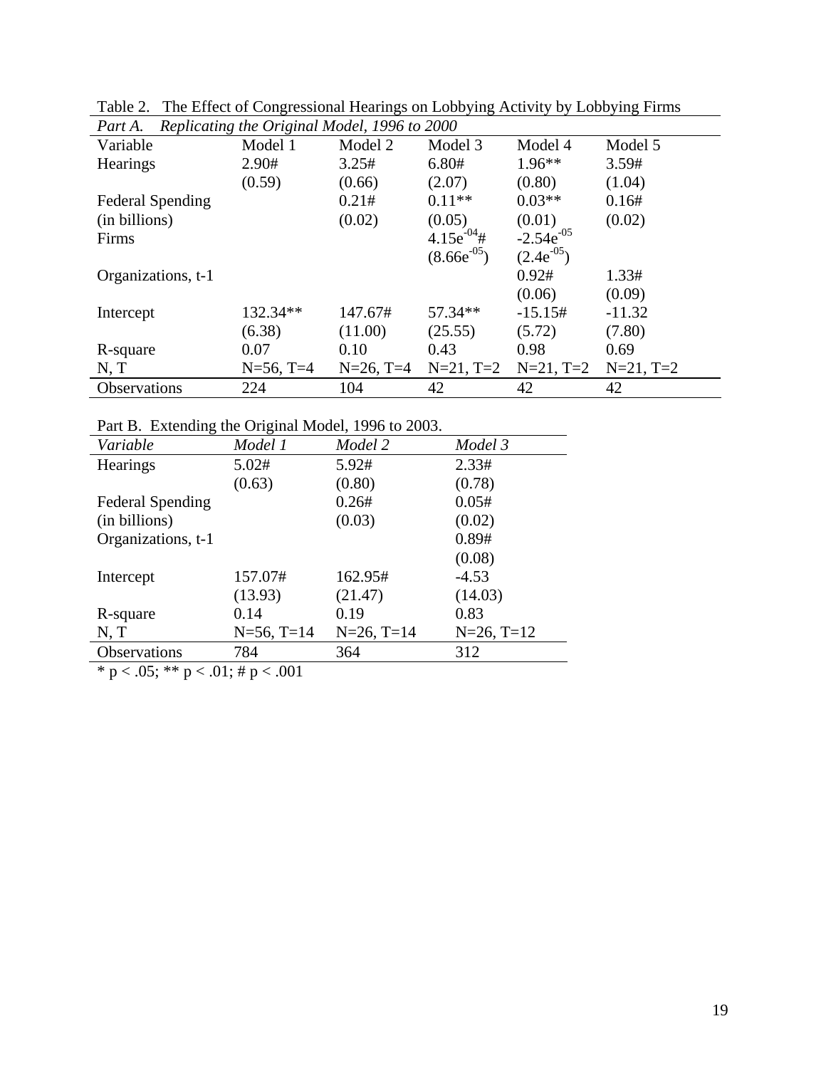Table 2. The Effect of Congressional Hearings on Lobbying Activity by Lobbying Firms

*Part A. Replicating the Original Model, 1996 to 2000*

| Variable | Model 1 | Model 2 | Model 3 | Model 4 | Model 5 |
|---|---|---|---|---|---|
| Hearings | 2.90# | 3.25# | 6.80# | 1.96** | 3.59# |
| | (0.59) | (0.66) | (2.07) | (0.80) | (1.04) |
| Federal Spending (in billions) | | 0.21# | 0.11** | 0.03** | 0.16# |
| | | (0.02) | (0.05) | (0.01) | (0.02) |
| Firms | | | $4.15e^{-04}$# | $-2.54e^{-05}$ | |
| | | | $(8.66e^{-05})$ | $(2.4e^{-05})$ | |
| Organizations, t-1 | | | | 0.92# | 1.33# |
| | | | | (0.06) | (0.09) |
| Intercept | 132.34** | 147.67# | 57.34** | -15.15# | -11.32 |
| | (6.38) | (11.00) | (25.55) | (5.72) | (7.80) |
| R-square | 0.07 | 0.10 | 0.43 | 0.98 | 0.69 |
| N, T | N=56, T=4 | N=26, T=4 | N=21, T=2 | N=21, T=2 | N=21, T=2 |
| Observations | 224 | 104 | 42 | 42 | 42 |

Part B. Extending the Original Model, 1996 to 2003.

| *Variable* | *Model 1* | *Model 2* | *Model 3* |
|---|---|---|---|
| Hearings | 5.02# | 5.92# | 2.33# |
| | (0.63) | (0.80) | (0.78) |
| Federal Spending (in billions) | | 0.26# | 0.05# |
| | | (0.03) | (0.02) |
| Organizations, t-1 | | | 0.89# |
| | | | (0.08) |
| Intercept | 157.07# | 162.95# | -4.53 |
| | (13.93) | (21.47) | (14.03) |
| R-square | 0.14 | 0.19 | 0.83 |
| N, T | N=56, T=14 | N=26, T=14 | N=26, T=12 |
| Observations | 784 | 364 | 312 |

* $p < .05$; ** $p < .01$; # $p < .001$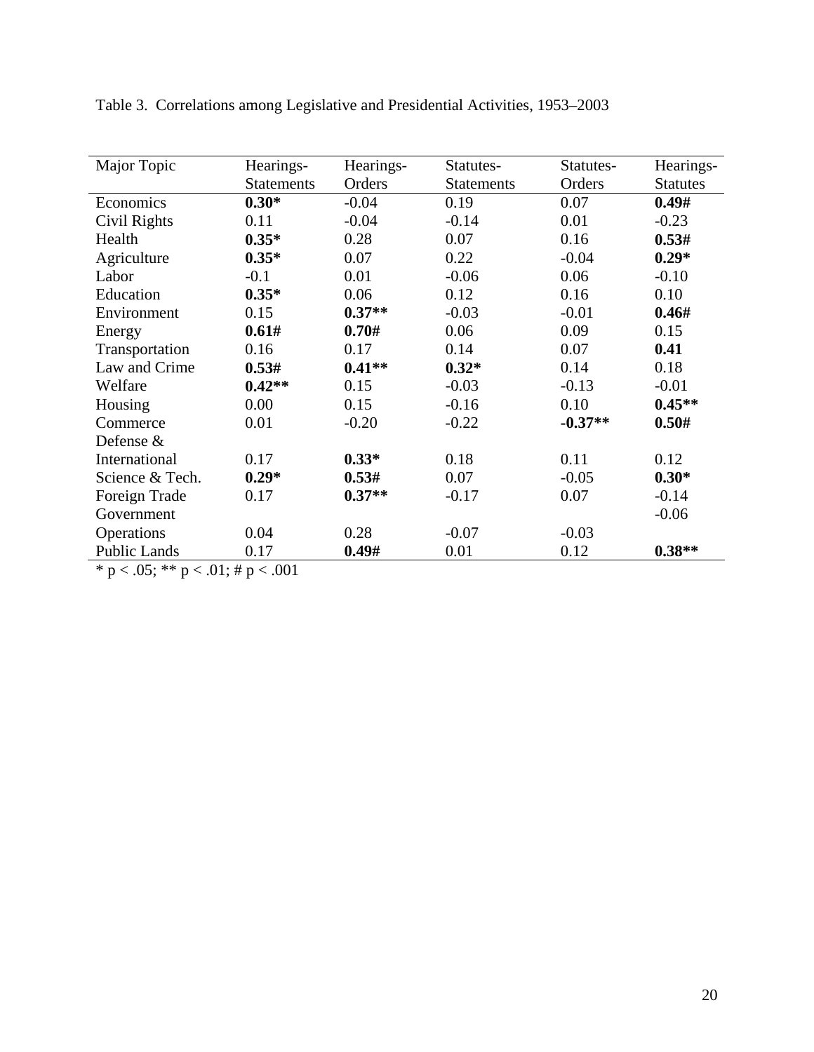Table 3. Correlations among Legislative and Presidential Activities, 1953–2003

| Major Topic | Hearings-Statements | Hearings-Orders | Statutes-Statements | Statutes-Orders | Hearings-Statutes |
|---|---|---|---|---|---|
| Economics | **0.30*** | -0.04 | 0.19 | 0.07 | **0.49#** |
| Civil Rights | 0.11 | -0.04 | -0.14 | 0.01 | -0.23 |
| Health | **0.35*** | 0.28 | 0.07 | 0.16 | **0.53#** |
| Agriculture | **0.35*** | 0.07 | 0.22 | -0.04 | **0.29*** |
| Labor | -0.1 | 0.01 | -0.06 | 0.06 | -0.10 |
| Education | **0.35*** | 0.06 | 0.12 | 0.16 | 0.10 |
| Environment | 0.15 | **0.37**** | -0.03 | -0.01 | **0.46#** |
| Energy | **0.61#** | **0.70#** | 0.06 | 0.09 | 0.15 |
| Transportation | 0.16 | 0.17 | 0.14 | 0.07 | **0.41** |
| Law and Crime | **0.53#** | **0.41**** | **0.32*** | 0.14 | 0.18 |
| Welfare | **0.42**** | 0.15 | -0.03 | -0.13 | -0.01 |
| Housing | 0.00 | 0.15 | -0.16 | 0.10 | **0.45**** |
| Commerce | 0.01 | -0.20 | -0.22 | **-0.37**** | **0.50#** |
| Defense & International | 0.17 | **0.33*** | 0.18 | 0.11 | 0.12 |
| Science & Tech. | **0.29*** | **0.53#** | 0.07 | -0.05 | **0.30*** |
| Foreign Trade | 0.17 | **0.37**** | -0.17 | 0.07 | -0.14 |
| Government Operations | 0.04 | 0.28 | -0.07 | -0.03 | -0.06 |
| Public Lands | 0.17 | **0.49#** | 0.01 | 0.12 | **0.38**** |

* $p < .05$; ** $p < .01$; # $p < .001$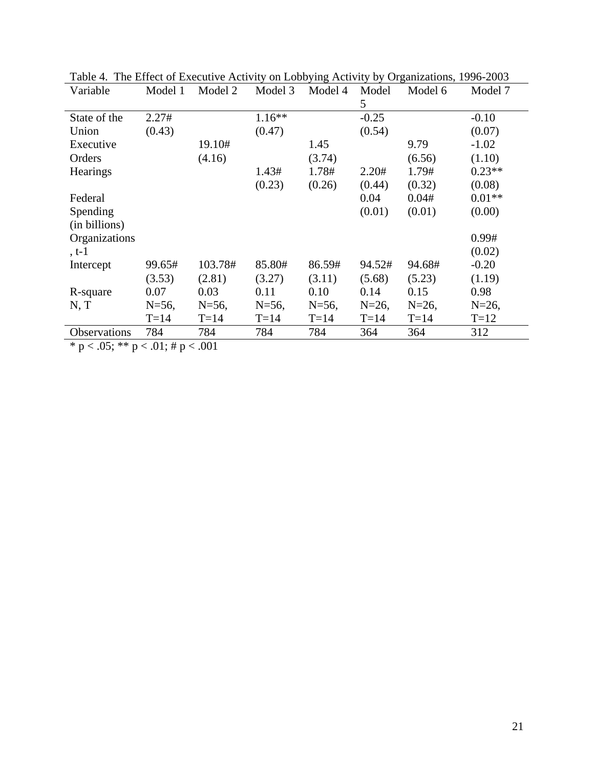Table 4. The Effect of Executive Activity on Lobbying Activity by Organizations, 1996-2003

| Variable | Model 1 | Model 2 | Model 3 | Model 4 | Model 5 | Model 6 | Model 7 |
|---|---|---|---|---|---|---|---|
| State of the Union | 2.27# (0.43) | | 1.16** (0.47) | | -0.25 (0.54) | | -0.10 (0.07) |
| Executive Orders | | 19.10# (4.16) | | 1.45 (3.74) | | 9.79 (6.56) | -1.02 (1.10) |
| Hearings | | | 1.43# (0.23) | 1.78# (0.26) | 2.20# (0.44) | 1.79# (0.32) | 0.23** (0.08) |
| Federal Spending (in billions) | | | | | 0.04 (0.01) | 0.04# (0.01) | 0.01** (0.00) |
| Organizations, t-1 | | | | | | | 0.99# (0.02) |
| Intercept | 99.65# (3.53) | 103.78# (2.81) | 85.80# (3.27) | 86.59# (3.11) | 94.52# (5.68) | 94.68# (5.23) | -0.20 (1.19) |
| R-square | 0.07 | 0.03 | 0.11 | 0.10 | 0.14 | 0.15 | 0.98 |
| N, T | N=56, T=14 | N=56, T=14 | N=56, T=14 | N=56, T=14 | N=26, T=14 | N=26, T=14 | N=26, T=12 |
| Observations | 784 | 784 | 784 | 784 | 364 | 364 | 312 |

* p < .05; ** p < .01; # p < .001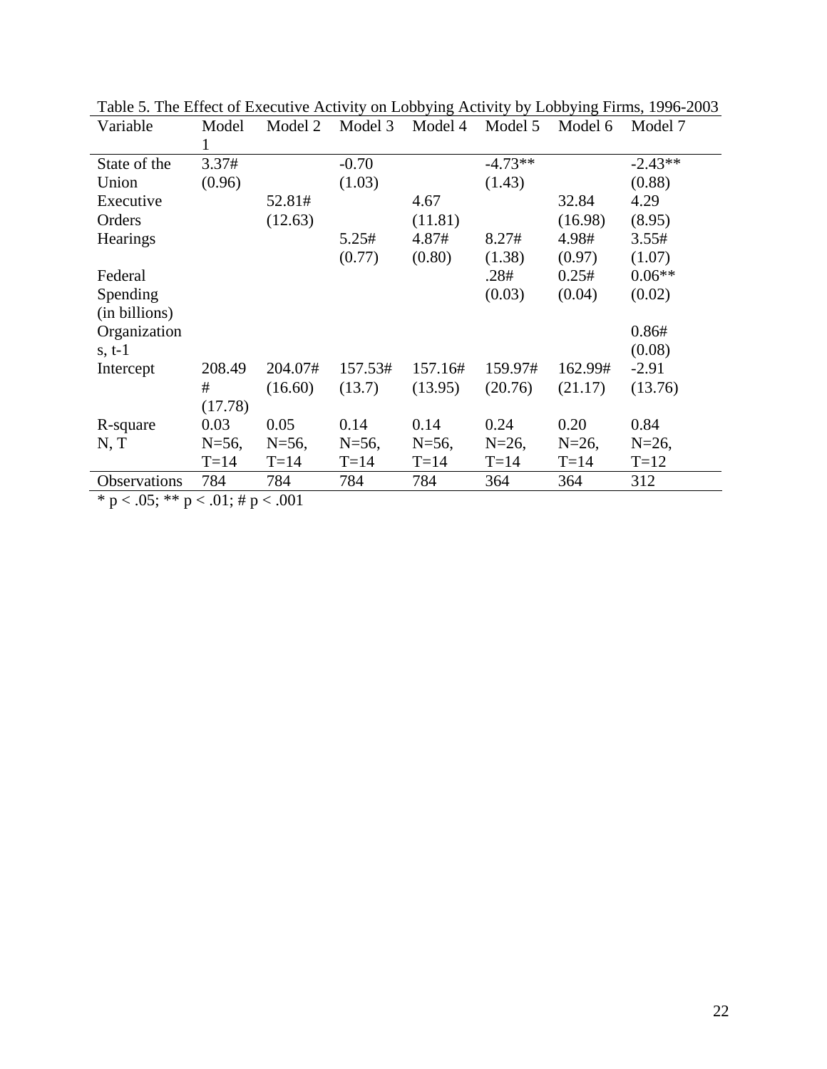Table 5. The Effect of Executive Activity on Lobbying Activity by Lobbying Firms, 1996-2003

| Variable | Model 1 | Model 2 | Model 3 | Model 4 | Model 5 | Model 6 | Model 7 |
|---|---|---|---|---|---|---|---|
| State of the Union | 3.37# (0.96) | | -0.70 (1.03) | | -4.73** (1.43) | | -2.43** (0.88) |
| Executive Orders | | 52.81# (12.63) | | 4.67 (11.81) | | 32.84 (16.98) | 4.29 (8.95) |
| Hearings | | | 5.25# (0.77) | 4.87# (0.80) | 8.27# (1.38) | 4.98# (0.97) | 3.55# (1.07) |
| Federal Spending (in billions) | | | | | .28# (0.03) | 0.25# (0.04) | 0.06** (0.02) |
| Organizations, t-1 | | | | | | | 0.86# (0.08) |
| Intercept | 208.49# (17.78) | 204.07# (16.60) | 157.53# (13.7) | 157.16# (13.95) | 159.97# (20.76) | 162.99# (21.17) | -2.91 (13.76) |
| R-square | 0.03 | 0.05 | 0.14 | 0.14 | 0.24 | 0.20 | 0.84 |
| N, T | N=56, T=14 | N=56, T=14 | N=56, T=14 | N=56, T=14 | N=26, T=14 | N=26, T=14 | N=26, T=12 |
| Observations | 784 | 784 | 784 | 784 | 364 | 364 | 312 |

* p < .05; ** p < .01; # p < .001